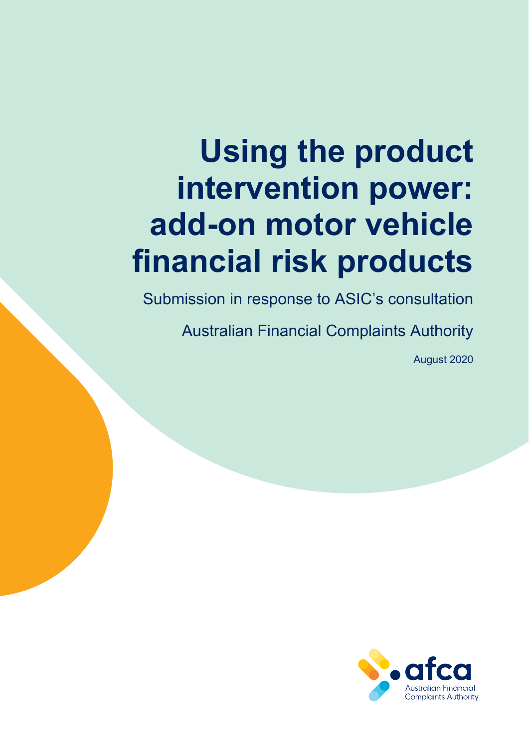# Using the product intervention power: add-on motor vehicle financial risk products

Submission in response to ASIC's consultation

Australian Financial Complaints Authority

August 2020

afca

Australian Financial Complaints Authority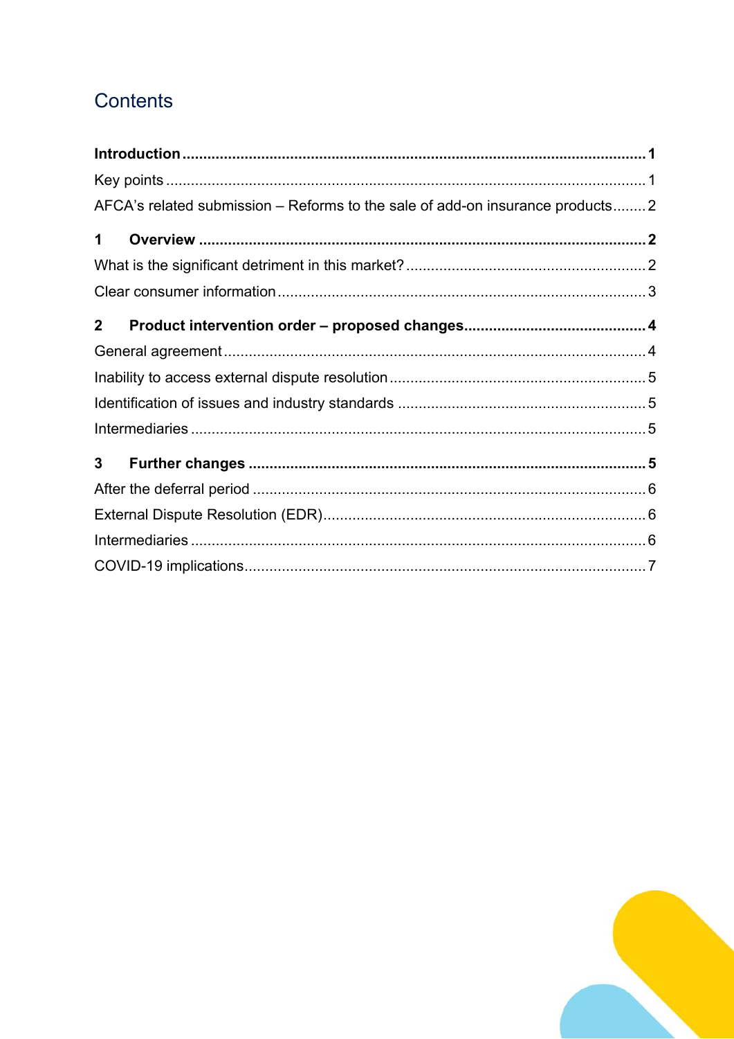# Contents

**Introduction** ........ **1**

Key points ........ 1

AFCA's related submission – Reforms to the sale of add-on insurance products ........ 2

**1 Overview** ........ **2**

What is the significant detriment in this market? ........ 2

Clear consumer information ........ 3

**2 Product intervention order – proposed changes** ........ **4**

General agreement ........ 4

Inability to access external dispute resolution ........ 5

Identification of issues and industry standards ........ 5

Intermediaries ........ 5

**3 Further changes** ........ **5**

After the deferral period ........ 6

External Dispute Resolution (EDR) ........ 6

Intermediaries ........ 6

COVID-19 implications ........ 7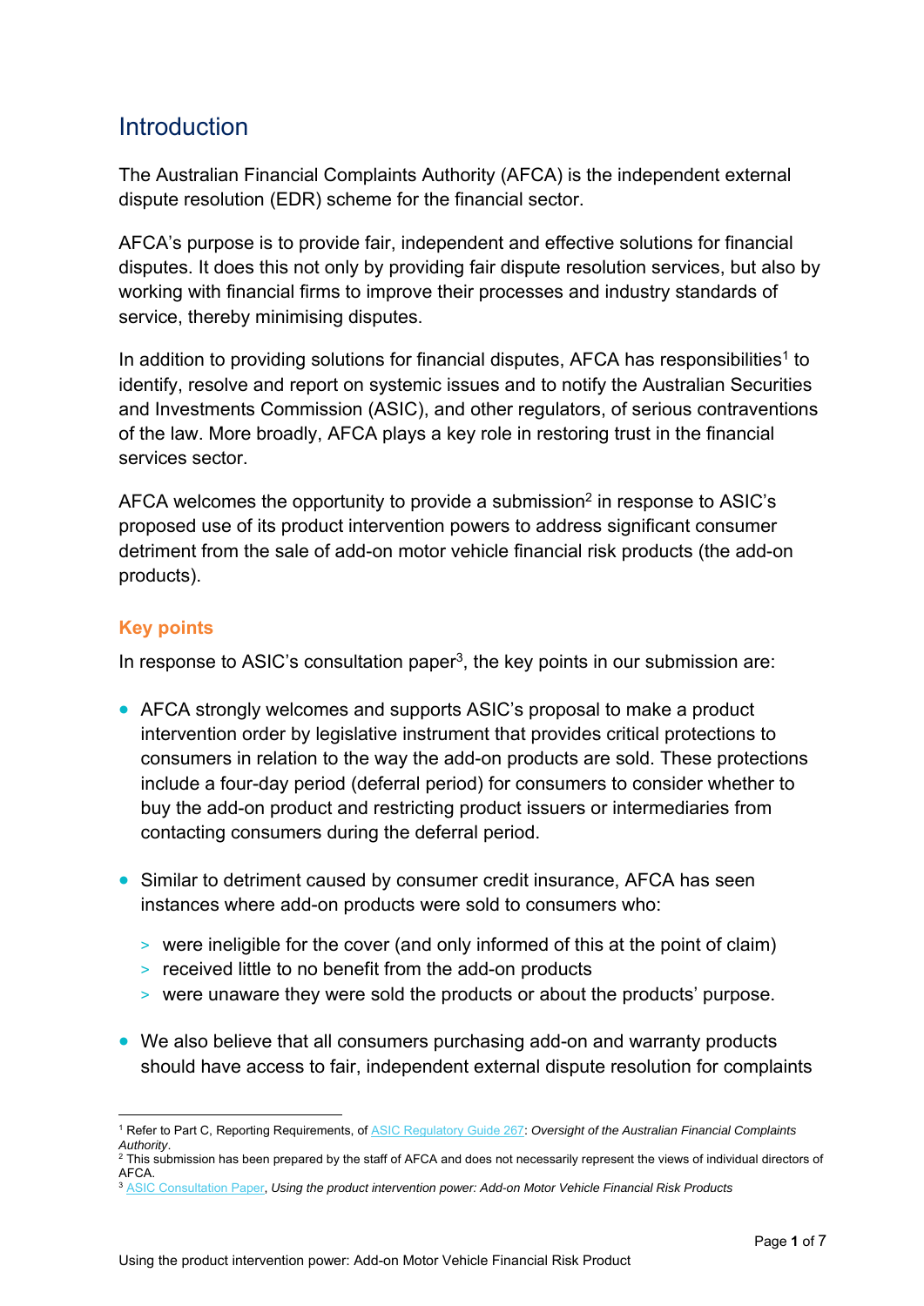## Introduction

The Australian Financial Complaints Authority (AFCA) is the independent external dispute resolution (EDR) scheme for the financial sector.

AFCA's purpose is to provide fair, independent and effective solutions for financial disputes. It does this not only by providing fair dispute resolution services, but also by working with financial firms to improve their processes and industry standards of service, thereby minimising disputes.

In addition to providing solutions for financial disputes, AFCA has responsibilities[1] to identify, resolve and report on systemic issues and to notify the Australian Securities and Investments Commission (ASIC), and other regulators, of serious contraventions of the law. More broadly, AFCA plays a key role in restoring trust in the financial services sector.

AFCA welcomes the opportunity to provide a submission[2] in response to ASIC's proposed use of its product intervention powers to address significant consumer detriment from the sale of add-on motor vehicle financial risk products (the add-on products).

### Key points

In response to ASIC's consultation paper[3], the key points in our submission are:

- AFCA strongly welcomes and supports ASIC's proposal to make a product intervention order by legislative instrument that provides critical protections to consumers in relation to the way the add-on products are sold. These protections include a four-day period (deferral period) for consumers to consider whether to buy the add-on product and restricting product issuers or intermediaries from contacting consumers during the deferral period.
- Similar to detriment caused by consumer credit insurance, AFCA has seen instances where add-on products were sold to consumers who:
  - were ineligible for the cover (and only informed of this at the point of claim)
  - received little to no benefit from the add-on products
  - were unaware they were sold the products or about the products' purpose.
- We also believe that all consumers purchasing add-on and warranty products should have access to fair, independent external dispute resolution for complaints

---

[1] Refer to Part C, Reporting Requirements, of ASIC Regulatory Guide 267: *Oversight of the Australian Financial Complaints Authority*.

[2] This submission has been prepared by the staff of AFCA and does not necessarily represent the views of individual directors of AFCA.

[3] ASIC Consultation Paper, *Using the product intervention power: Add-on Motor Vehicle Financial Risk Products*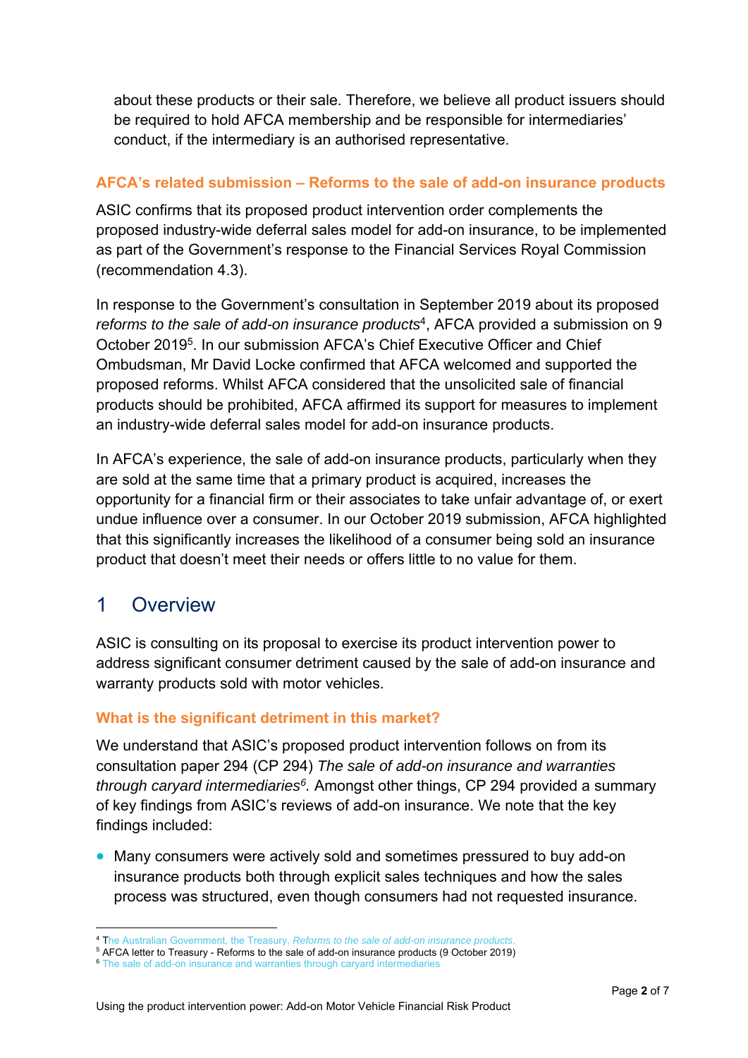about these products or their sale. Therefore, we believe all product issuers should be required to hold AFCA membership and be responsible for intermediaries' conduct, if the intermediary is an authorised representative.

### AFCA's related submission – Reforms to the sale of add-on insurance products

ASIC confirms that its proposed product intervention order complements the proposed industry-wide deferral sales model for add-on insurance, to be implemented as part of the Government's response to the Financial Services Royal Commission (recommendation 4.3).

In response to the Government's consultation in September 2019 about its proposed *reforms to the sale of add-on insurance products*[4], AFCA provided a submission on 9 October 2019[5]. In our submission AFCA's Chief Executive Officer and Chief Ombudsman, Mr David Locke confirmed that AFCA welcomed and supported the proposed reforms. Whilst AFCA considered that the unsolicited sale of financial products should be prohibited, AFCA affirmed its support for measures to implement an industry-wide deferral sales model for add-on insurance products.

In AFCA's experience, the sale of add-on insurance products, particularly when they are sold at the same time that a primary product is acquired, increases the opportunity for a financial firm or their associates to take unfair advantage of, or exert undue influence over a consumer. In our October 2019 submission, AFCA highlighted that this significantly increases the likelihood of a consumer being sold an insurance product that doesn't meet their needs or offers little to no value for them.

## 1 Overview

ASIC is consulting on its proposal to exercise its product intervention power to address significant consumer detriment caused by the sale of add-on insurance and warranty products sold with motor vehicles.

### What is the significant detriment in this market?

We understand that ASIC's proposed product intervention follows on from its consultation paper 294 (CP 294) *The sale of add-on insurance and warranties through caryard intermediaries*[6]*.* Amongst other things, CP 294 provided a summary of key findings from ASIC's reviews of add-on insurance. We note that the key findings included:

- Many consumers were actively sold and sometimes pressured to buy add-on insurance products both through explicit sales techniques and how the sales process was structured, even though consumers had not requested insurance.

---

[4] The Australian Government, the Treasury, *Reforms to the sale of add-on insurance products*.

[5] AFCA letter to Treasury - Reforms to the sale of add-on insurance products (9 October 2019)

[6] The sale of add-on insurance and warranties through caryard intermediaries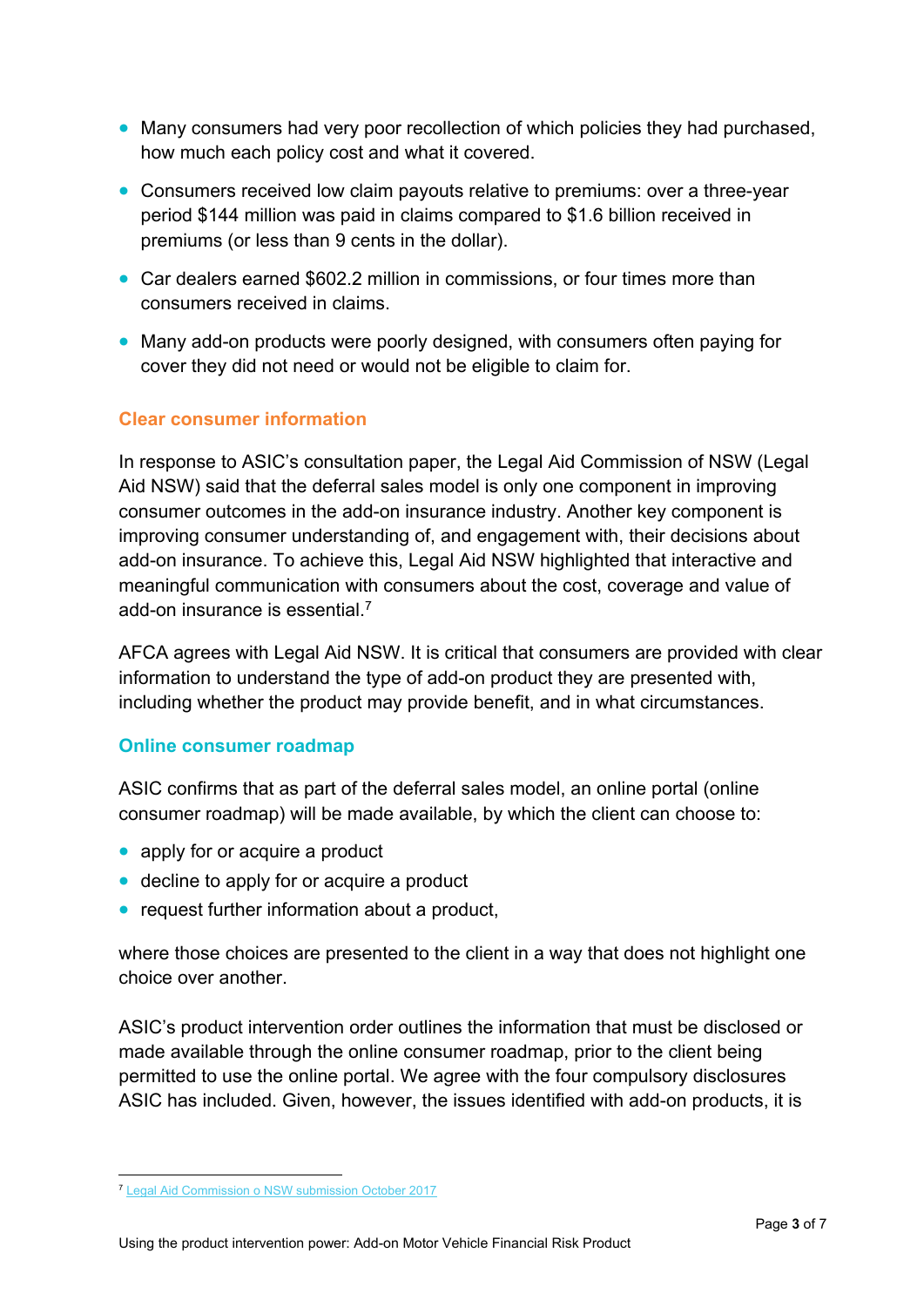- Many consumers had very poor recollection of which policies they had purchased, how much each policy cost and what it covered.
- Consumers received low claim payouts relative to premiums: over a three-year period $144 million was paid in claims compared to $1.6 billion received in premiums (or less than 9 cents in the dollar).
- Car dealers earned $602.2 million in commissions, or four times more than consumers received in claims.
- Many add-on products were poorly designed, with consumers often paying for cover they did not need or would not be eligible to claim for.

### Clear consumer information

In response to ASIC's consultation paper, the Legal Aid Commission of NSW (Legal Aid NSW) said that the deferral sales model is only one component in improving consumer outcomes in the add-on insurance industry. Another key component is improving consumer understanding of, and engagement with, their decisions about add-on insurance. To achieve this, Legal Aid NSW highlighted that interactive and meaningful communication with consumers about the cost, coverage and value of add-on insurance is essential.[7]

AFCA agrees with Legal Aid NSW. It is critical that consumers are provided with clear information to understand the type of add-on product they are presented with, including whether the product may provide benefit, and in what circumstances.

### Online consumer roadmap

ASIC confirms that as part of the deferral sales model, an online portal (online consumer roadmap) will be made available, by which the client can choose to:

- apply for or acquire a product
- decline to apply for or acquire a product
- request further information about a product,

where those choices are presented to the client in a way that does not highlight one choice over another.

ASIC's product intervention order outlines the information that must be disclosed or made available through the online consumer roadmap, prior to the client being permitted to use the online portal. We agree with the four compulsory disclosures ASIC has included. Given, however, the issues identified with add-on products, it is

[7] Legal Aid Commission o NSW submission October 2017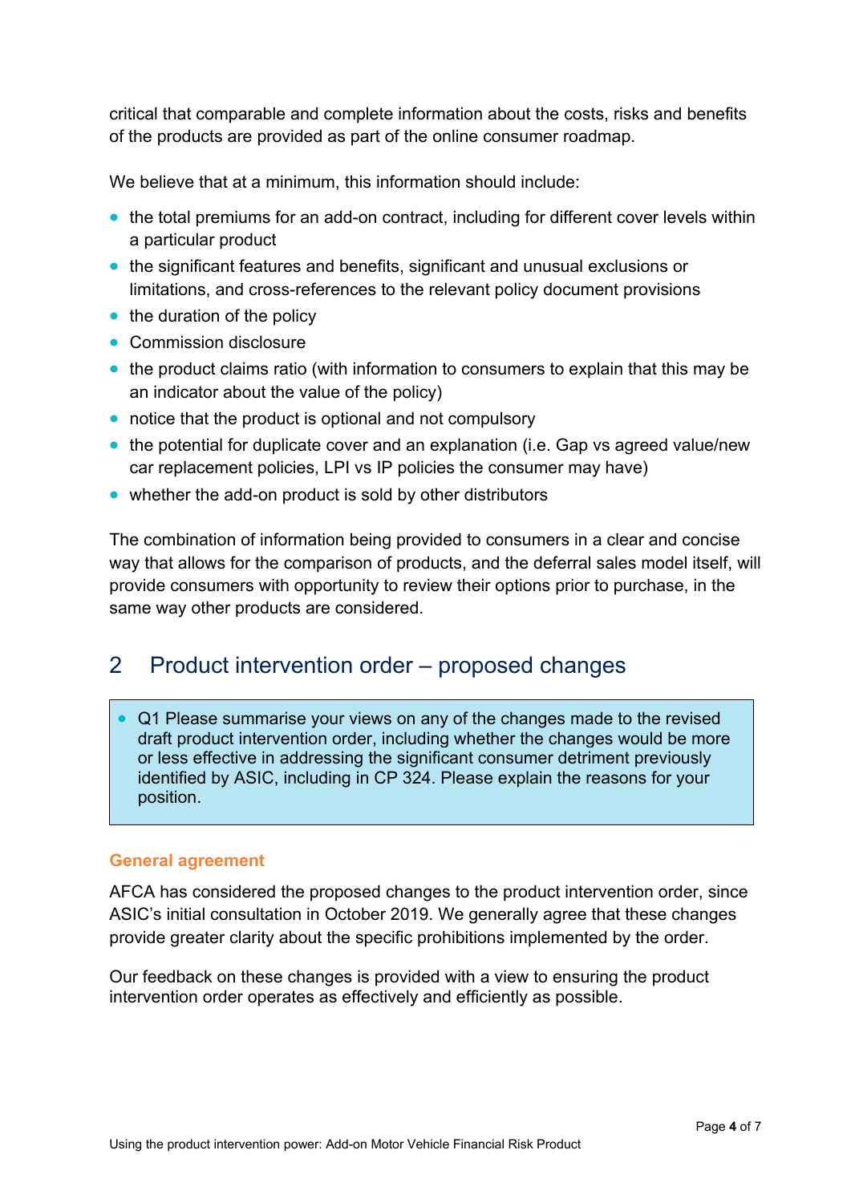critical that comparable and complete information about the costs, risks and benefits of the products are provided as part of the online consumer roadmap.

We believe that at a minimum, this information should include:

- the total premiums for an add-on contract, including for different cover levels within a particular product
- the significant features and benefits, significant and unusual exclusions or limitations, and cross-references to the relevant policy document provisions
- the duration of the policy
- Commission disclosure
- the product claims ratio (with information to consumers to explain that this may be an indicator about the value of the policy)
- notice that the product is optional and not compulsory
- the potential for duplicate cover and an explanation (i.e. Gap vs agreed value/new car replacement policies, LPI vs IP policies the consumer may have)
- whether the add-on product is sold by other distributors

The combination of information being provided to consumers in a clear and concise way that allows for the comparison of products, and the deferral sales model itself, will provide consumers with opportunity to review their options prior to purchase, in the same way other products are considered.

## 2 Product intervention order – proposed changes

> - Q1 Please summarise your views on any of the changes made to the revised draft product intervention order, including whether the changes would be more or less effective in addressing the significant consumer detriment previously identified by ASIC, including in CP 324. Please explain the reasons for your position.

### General agreement

AFCA has considered the proposed changes to the product intervention order, since ASIC's initial consultation in October 2019. We generally agree that these changes provide greater clarity about the specific prohibitions implemented by the order.

Our feedback on these changes is provided with a view to ensuring the product intervention order operates as effectively and efficiently as possible.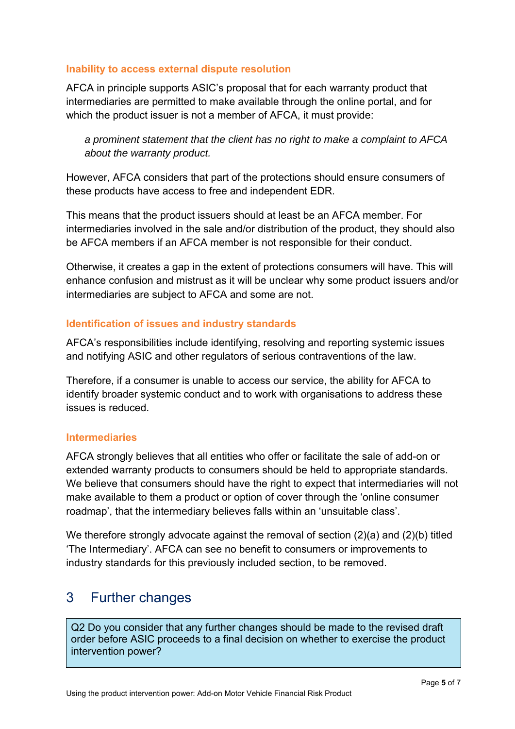### Inability to access external dispute resolution

AFCA in principle supports ASIC's proposal that for each warranty product that intermediaries are permitted to make available through the online portal, and for which the product issuer is not a member of AFCA, it must provide:

> *a prominent statement that the client has no right to make a complaint to AFCA about the warranty product.*

However, AFCA considers that part of the protections should ensure consumers of these products have access to free and independent EDR.

This means that the product issuers should at least be an AFCA member. For intermediaries involved in the sale and/or distribution of the product, they should also be AFCA members if an AFCA member is not responsible for their conduct.

Otherwise, it creates a gap in the extent of protections consumers will have. This will enhance confusion and mistrust as it will be unclear why some product issuers and/or intermediaries are subject to AFCA and some are not.

### Identification of issues and industry standards

AFCA's responsibilities include identifying, resolving and reporting systemic issues and notifying ASIC and other regulators of serious contraventions of the law.

Therefore, if a consumer is unable to access our service, the ability for AFCA to identify broader systemic conduct and to work with organisations to address these issues is reduced.

### Intermediaries

AFCA strongly believes that all entities who offer or facilitate the sale of add-on or extended warranty products to consumers should be held to appropriate standards. We believe that consumers should have the right to expect that intermediaries will not make available to them a product or option of cover through the 'online consumer roadmap', that the intermediary believes falls within an 'unsuitable class'.

We therefore strongly advocate against the removal of section (2)(a) and (2)(b) titled 'The Intermediary'. AFCA can see no benefit to consumers or improvements to industry standards for this previously included section, to be removed.

## 3 Further changes

> Q2 Do you consider that any further changes should be made to the revised draft order before ASIC proceeds to a final decision on whether to exercise the product intervention power?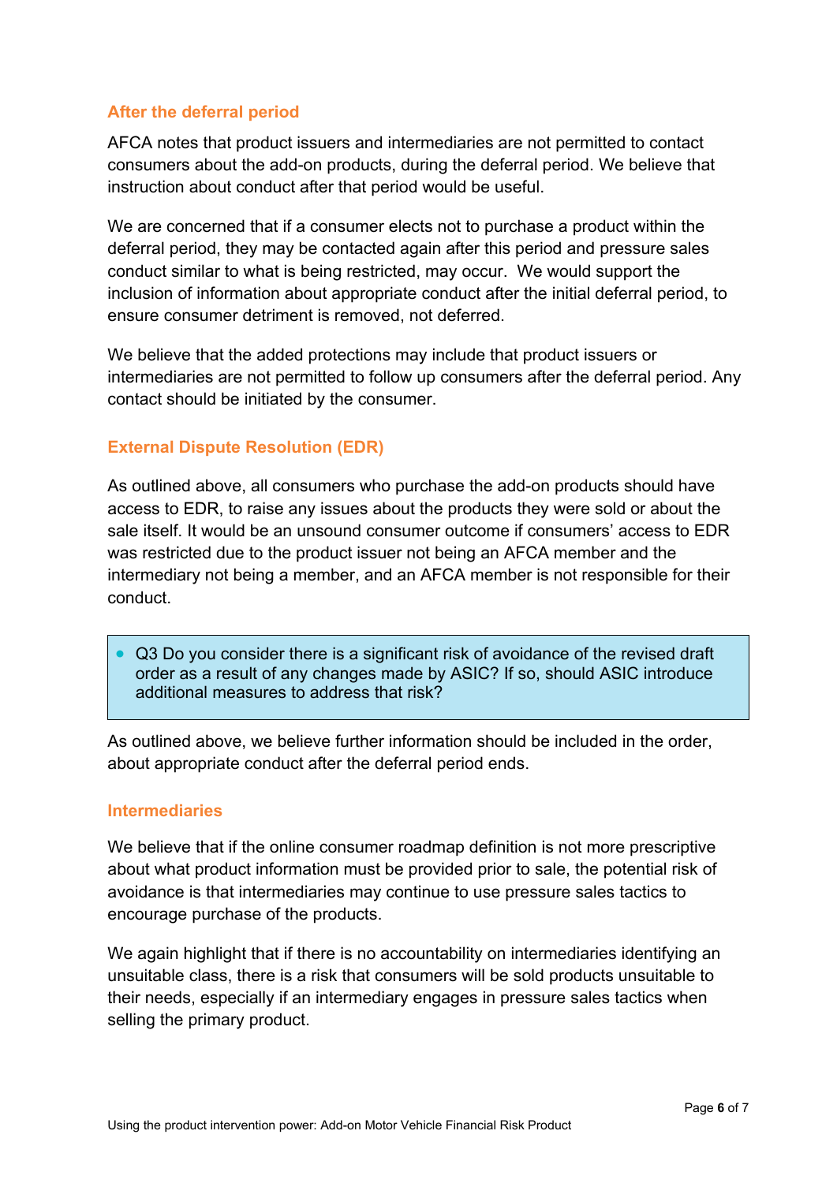### After the deferral period

AFCA notes that product issuers and intermediaries are not permitted to contact consumers about the add-on products, during the deferral period. We believe that instruction about conduct after that period would be useful.

We are concerned that if a consumer elects not to purchase a product within the deferral period, they may be contacted again after this period and pressure sales conduct similar to what is being restricted, may occur. We would support the inclusion of information about appropriate conduct after the initial deferral period, to ensure consumer detriment is removed, not deferred.

We believe that the added protections may include that product issuers or intermediaries are not permitted to follow up consumers after the deferral period. Any contact should be initiated by the consumer.

### External Dispute Resolution (EDR)

As outlined above, all consumers who purchase the add-on products should have access to EDR, to raise any issues about the products they were sold or about the sale itself. It would be an unsound consumer outcome if consumers' access to EDR was restricted due to the product issuer not being an AFCA member and the intermediary not being a member, and an AFCA member is not responsible for their conduct.

- Q3 Do you consider there is a significant risk of avoidance of the revised draft order as a result of any changes made by ASIC? If so, should ASIC introduce additional measures to address that risk?

As outlined above, we believe further information should be included in the order, about appropriate conduct after the deferral period ends.

### Intermediaries

We believe that if the online consumer roadmap definition is not more prescriptive about what product information must be provided prior to sale, the potential risk of avoidance is that intermediaries may continue to use pressure sales tactics to encourage purchase of the products.

We again highlight that if there is no accountability on intermediaries identifying an unsuitable class, there is a risk that consumers will be sold products unsuitable to their needs, especially if an intermediary engages in pressure sales tactics when selling the primary product.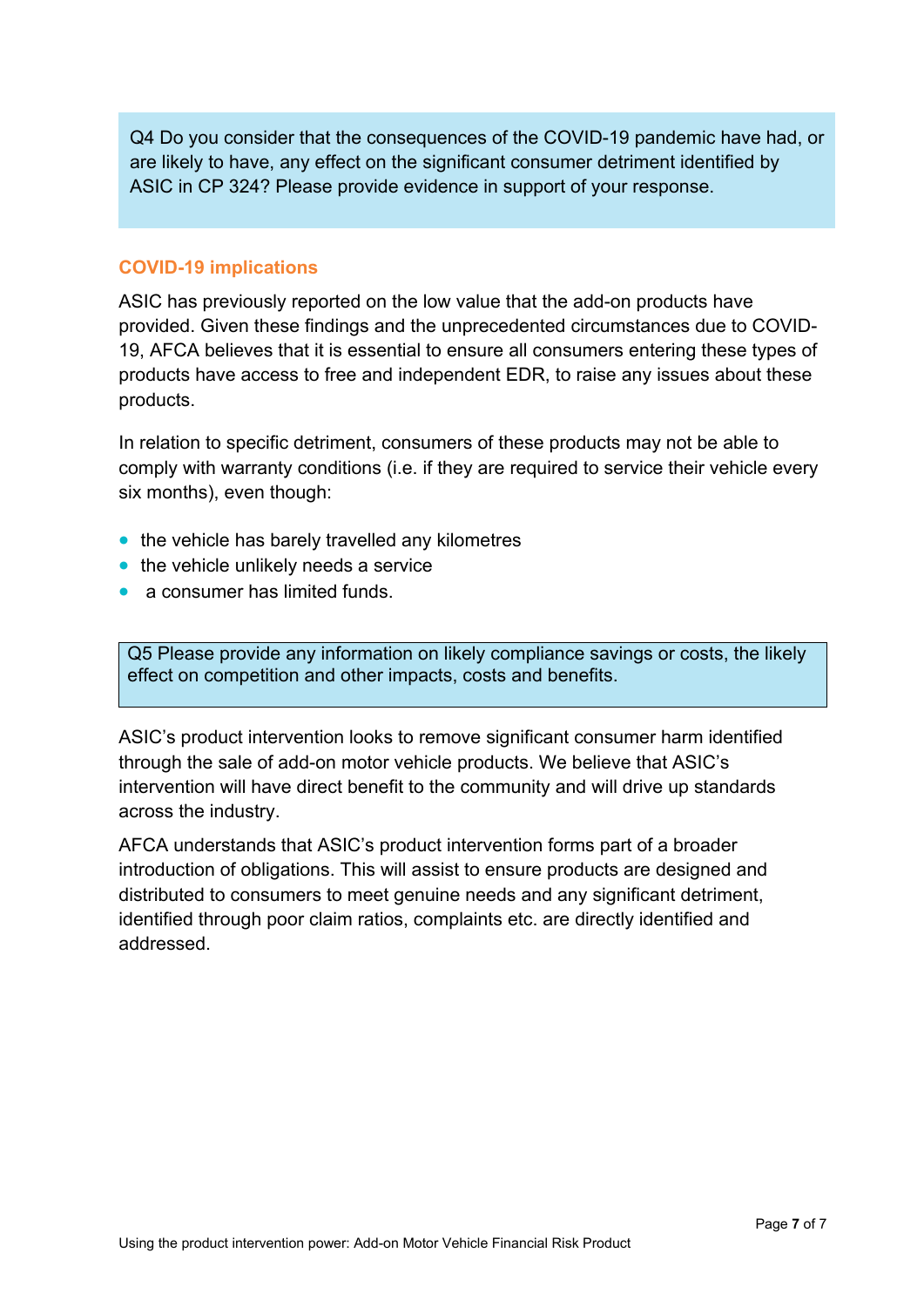Q4 Do you consider that the consequences of the COVID-19 pandemic have had, or are likely to have, any effect on the significant consumer detriment identified by ASIC in CP 324? Please provide evidence in support of your response.

## COVID-19 implications

ASIC has previously reported on the low value that the add-on products have provided. Given these findings and the unprecedented circumstances due to COVID-19, AFCA believes that it is essential to ensure all consumers entering these types of products have access to free and independent EDR, to raise any issues about these products.

In relation to specific detriment, consumers of these products may not be able to comply with warranty conditions (i.e. if they are required to service their vehicle every six months), even though:

- the vehicle has barely travelled any kilometres
- the vehicle unlikely needs a service
- a consumer has limited funds.

Q5 Please provide any information on likely compliance savings or costs, the likely effect on competition and other impacts, costs and benefits.

ASIC's product intervention looks to remove significant consumer harm identified through the sale of add-on motor vehicle products. We believe that ASIC's intervention will have direct benefit to the community and will drive up standards across the industry.

AFCA understands that ASIC's product intervention forms part of a broader introduction of obligations. This will assist to ensure products are designed and distributed to consumers to meet genuine needs and any significant detriment, identified through poor claim ratios, complaints etc. are directly identified and addressed.